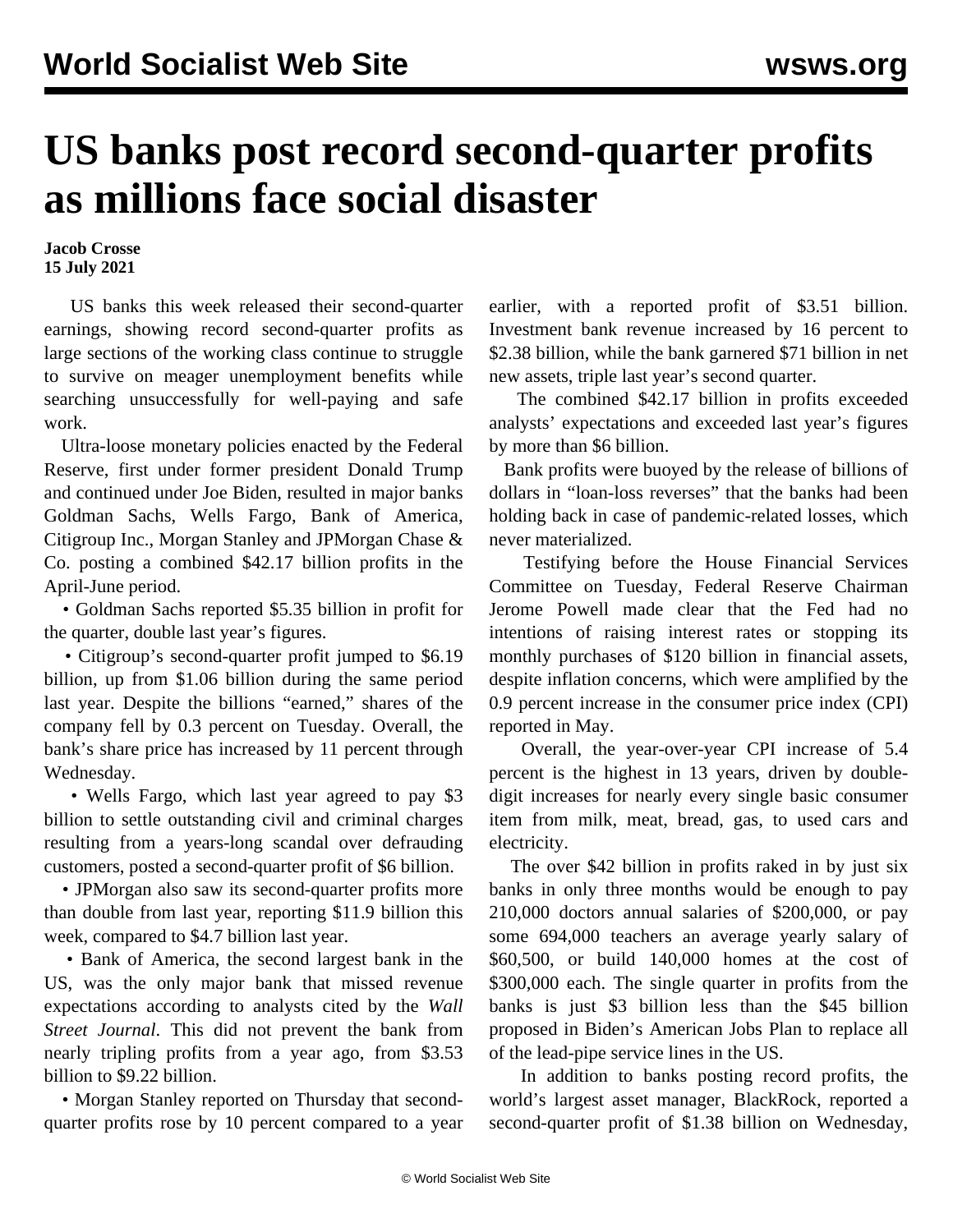# US banks post record second-quarter profits as millions face social disaster

**Jacob Crosse**
**15 July 2021**

US banks this week released their second-quarter earnings, showing record second-quarter profits as large sections of the working class continue to struggle to survive on meager unemployment benefits while searching unsuccessfully for well-paying and safe work.

Ultra-loose monetary policies enacted by the Federal Reserve, first under former president Donald Trump and continued under Joe Biden, resulted in major banks Goldman Sachs, Wells Fargo, Bank of America, Citigroup Inc., Morgan Stanley and JPMorgan Chase & Co. posting a combined $42.17 billion profits in the April-June period.

- Goldman Sachs reported $5.35 billion in profit for the quarter, double last year's figures.
- Citigroup's second-quarter profit jumped to $6.19 billion, up from $1.06 billion during the same period last year. Despite the billions "earned," shares of the company fell by 0.3 percent on Tuesday. Overall, the bank's share price has increased by 11 percent through Wednesday.
- Wells Fargo, which last year agreed to pay $3 billion to settle outstanding civil and criminal charges resulting from a years-long scandal over defrauding customers, posted a second-quarter profit of $6 billion.
- JPMorgan also saw its second-quarter profits more than double from last year, reporting $11.9 billion this week, compared to $4.7 billion last year.
- Bank of America, the second largest bank in the US, was the only major bank that missed revenue expectations according to analysts cited by the *Wall Street Journal*. This did not prevent the bank from nearly tripling profits from a year ago, from $3.53 billion to $9.22 billion.
- Morgan Stanley reported on Thursday that second-quarter profits rose by 10 percent compared to a year earlier, with a reported profit of $3.51 billion. Investment bank revenue increased by 16 percent to $2.38 billion, while the bank garnered $71 billion in net new assets, triple last year's second quarter.

The combined $42.17 billion in profits exceeded analysts' expectations and exceeded last year's figures by more than $6 billion.

Bank profits were buoyed by the release of billions of dollars in "loan-loss reverses" that the banks had been holding back in case of pandemic-related losses, which never materialized.

Testifying before the House Financial Services Committee on Tuesday, Federal Reserve Chairman Jerome Powell made clear that the Fed had no intentions of raising interest rates or stopping its monthly purchases of $120 billion in financial assets, despite inflation concerns, which were amplified by the 0.9 percent increase in the consumer price index (CPI) reported in May.

Overall, the year-over-year CPI increase of 5.4 percent is the highest in 13 years, driven by double-digit increases for nearly every single basic consumer item from milk, meat, bread, gas, to used cars and electricity.

The over $42 billion in profits raked in by just six banks in only three months would be enough to pay 210,000 doctors annual salaries of $200,000, or pay some 694,000 teachers an average yearly salary of $60,500, or build 140,000 homes at the cost of $300,000 each. The single quarter in profits from the banks is just $3 billion less than the $45 billion proposed in Biden's American Jobs Plan to replace all of the lead-pipe service lines in the US.

In addition to banks posting record profits, the world's largest asset manager, BlackRock, reported a second-quarter profit of $1.38 billion on Wednesday,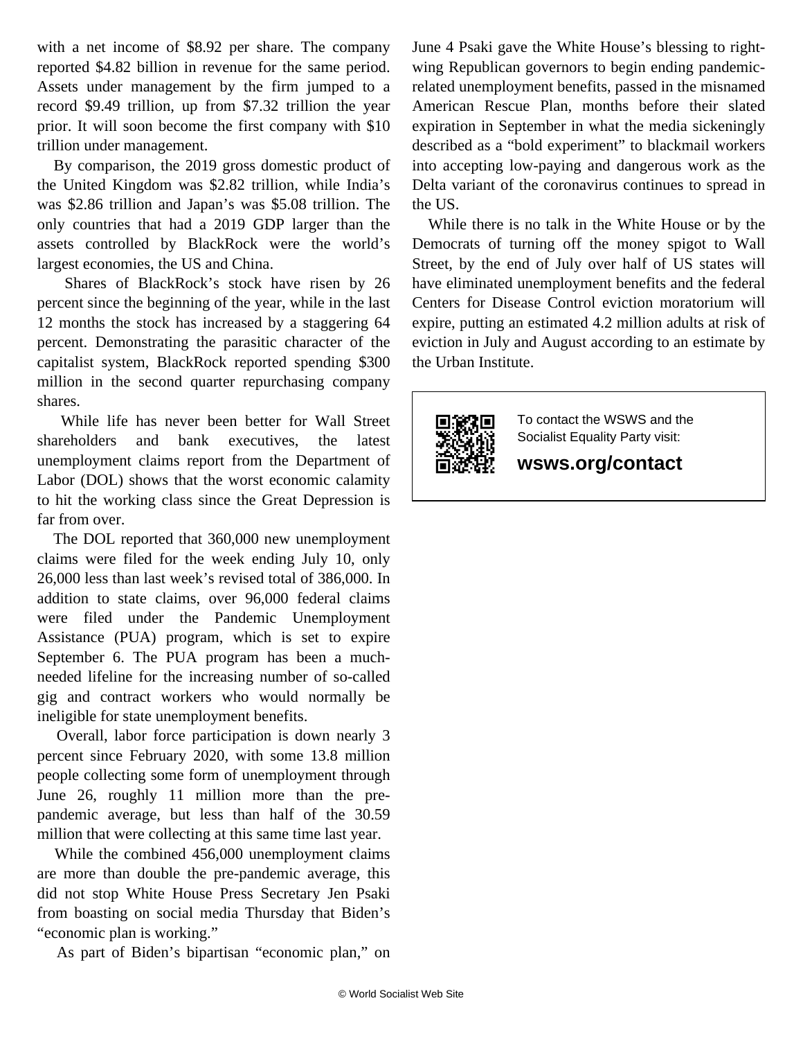with a net income of $8.92 per share. The company reported $4.82 billion in revenue for the same period. Assets under management by the firm jumped to a record $9.49 trillion, up from $7.32 trillion the year prior. It will soon become the first company with $10 trillion under management.

By comparison, the 2019 gross domestic product of the United Kingdom was $2.82 trillion, while India's was $2.86 trillion and Japan's was $5.08 trillion. The only countries that had a 2019 GDP larger than the assets controlled by BlackRock were the world's largest economies, the US and China.

Shares of BlackRock's stock have risen by 26 percent since the beginning of the year, while in the last 12 months the stock has increased by a staggering 64 percent. Demonstrating the parasitic character of the capitalist system, BlackRock reported spending $300 million in the second quarter repurchasing company shares.

While life has never been better for Wall Street shareholders and bank executives, the latest unemployment claims report from the Department of Labor (DOL) shows that the worst economic calamity to hit the working class since the Great Depression is far from over.

The DOL reported that 360,000 new unemployment claims were filed for the week ending July 10, only 26,000 less than last week's revised total of 386,000. In addition to state claims, over 96,000 federal claims were filed under the Pandemic Unemployment Assistance (PUA) program, which is set to expire September 6. The PUA program has been a much-needed lifeline for the increasing number of so-called gig and contract workers who would normally be ineligible for state unemployment benefits.

Overall, labor force participation is down nearly 3 percent since February 2020, with some 13.8 million people collecting some form of unemployment through June 26, roughly 11 million more than the pre-pandemic average, but less than half of the 30.59 million that were collecting at this same time last year.

While the combined 456,000 unemployment claims are more than double the pre-pandemic average, this did not stop White House Press Secretary Jen Psaki from boasting on social media Thursday that Biden's "economic plan is working."

As part of Biden's bipartisan "economic plan," on June 4 Psaki gave the White House's blessing to right-wing Republican governors to begin ending pandemic-related unemployment benefits, passed in the misnamed American Rescue Plan, months before their slated expiration in September in what the media sickeningly described as a "bold experiment" to blackmail workers into accepting low-paying and dangerous work as the Delta variant of the coronavirus continues to spread in the US.

While there is no talk in the White House or by the Democrats of turning off the money spigot to Wall Street, by the end of July over half of US states will have eliminated unemployment benefits and the federal Centers for Disease Control eviction moratorium will expire, putting an estimated 4.2 million adults at risk of eviction in July and August according to an estimate by the Urban Institute.

To contact the WSWS and the Socialist Equality Party visit:

**wsws.org/contact**